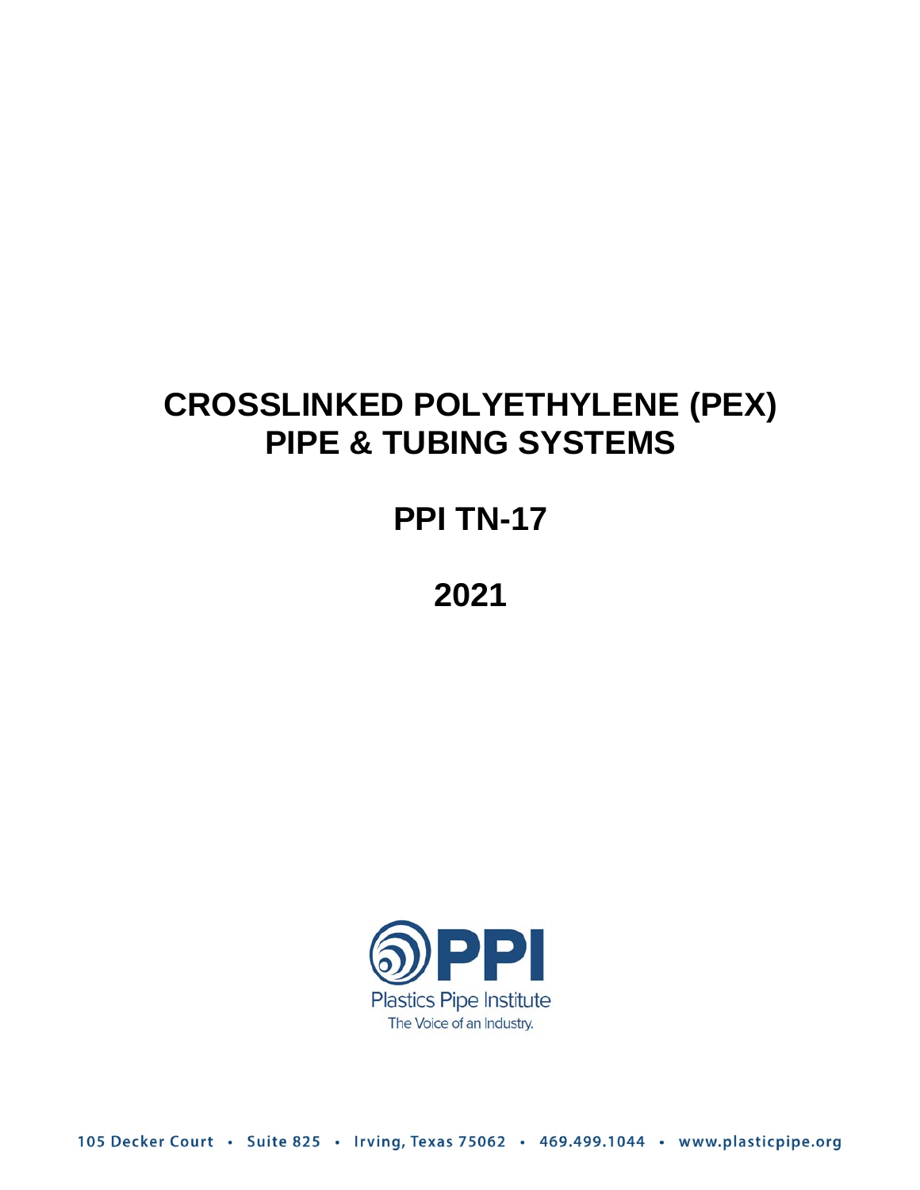# CROSSLINKED POLYETHYLENE (PEX) PIPE & TUBING SYSTEMS

## PPI TN-17

## 2021

PPI

Plastics Pipe Institute

The Voice of an Industry.

105 Decker Court • Suite 825 • Irving, Texas 75062 • 469.499.1044 • www.plasticpipe.org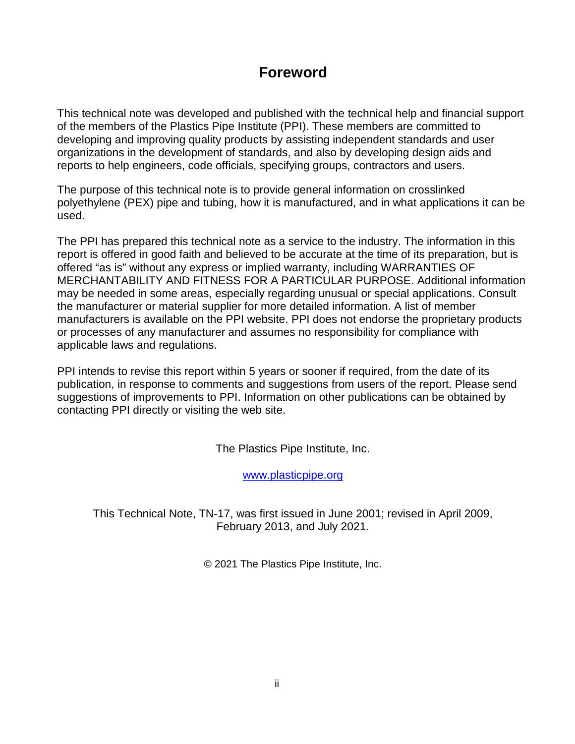# Foreword

This technical note was developed and published with the technical help and financial support of the members of the Plastics Pipe Institute (PPI). These members are committed to developing and improving quality products by assisting independent standards and user organizations in the development of standards, and also by developing design aids and reports to help engineers, code officials, specifying groups, contractors and users.

The purpose of this technical note is to provide general information on crosslinked polyethylene (PEX) pipe and tubing, how it is manufactured, and in what applications it can be used.

The PPI has prepared this technical note as a service to the industry. The information in this report is offered in good faith and believed to be accurate at the time of its preparation, but is offered "as is" without any express or implied warranty, including WARRANTIES OF MERCHANTABILITY AND FITNESS FOR A PARTICULAR PURPOSE. Additional information may be needed in some areas, especially regarding unusual or special applications. Consult the manufacturer or material supplier for more detailed information. A list of member manufacturers is available on the PPI website. PPI does not endorse the proprietary products or processes of any manufacturer and assumes no responsibility for compliance with applicable laws and regulations.

PPI intends to revise this report within 5 years or sooner if required, from the date of its publication, in response to comments and suggestions from users of the report. Please send suggestions of improvements to PPI. Information on other publications can be obtained by contacting PPI directly or visiting the web site.

The Plastics Pipe Institute, Inc.

[www.plasticpipe.org](http://www.plasticpipe.org)

This Technical Note, TN-17, was first issued in June 2001; revised in April 2009, February 2013, and July 2021.

© 2021 The Plastics Pipe Institute, Inc.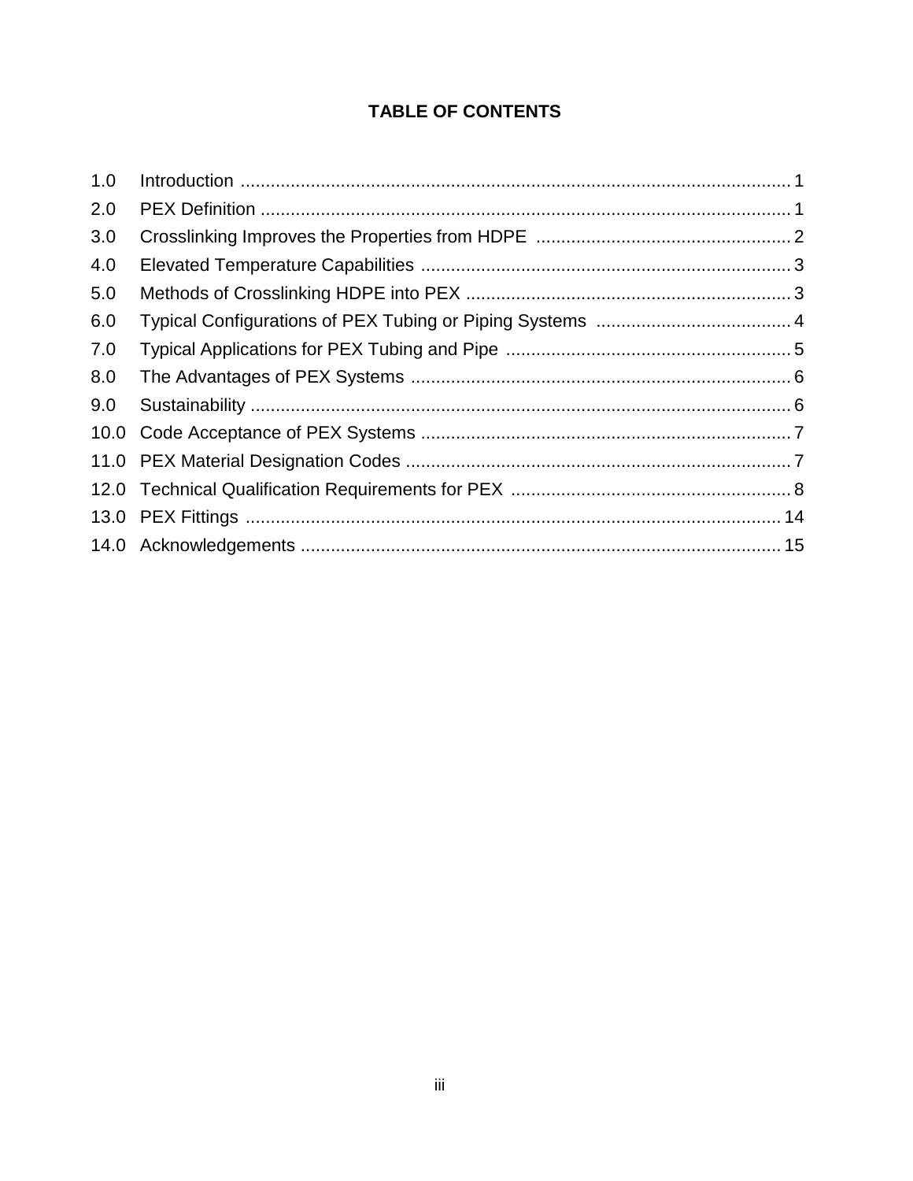# TABLE OF CONTENTS

| | | |
|---|---|---|
| 1.0 | Introduction | 1 |
| 2.0 | PEX Definition | 1 |
| 3.0 | Crosslinking Improves the Properties from HDPE | 2 |
| 4.0 | Elevated Temperature Capabilities | 3 |
| 5.0 | Methods of Crosslinking HDPE into PEX | 3 |
| 6.0 | Typical Configurations of PEX Tubing or Piping Systems | 4 |
| 7.0 | Typical Applications for PEX Tubing and Pipe | 5 |
| 8.0 | The Advantages of PEX Systems | 6 |
| 9.0 | Sustainability | 6 |
| 10.0 | Code Acceptance of PEX Systems | 7 |
| 11.0 | PEX Material Designation Codes | 7 |
| 12.0 | Technical Qualification Requirements for PEX | 8 |
| 13.0 | PEX Fittings | 14 |
| 14.0 | Acknowledgements | 15 |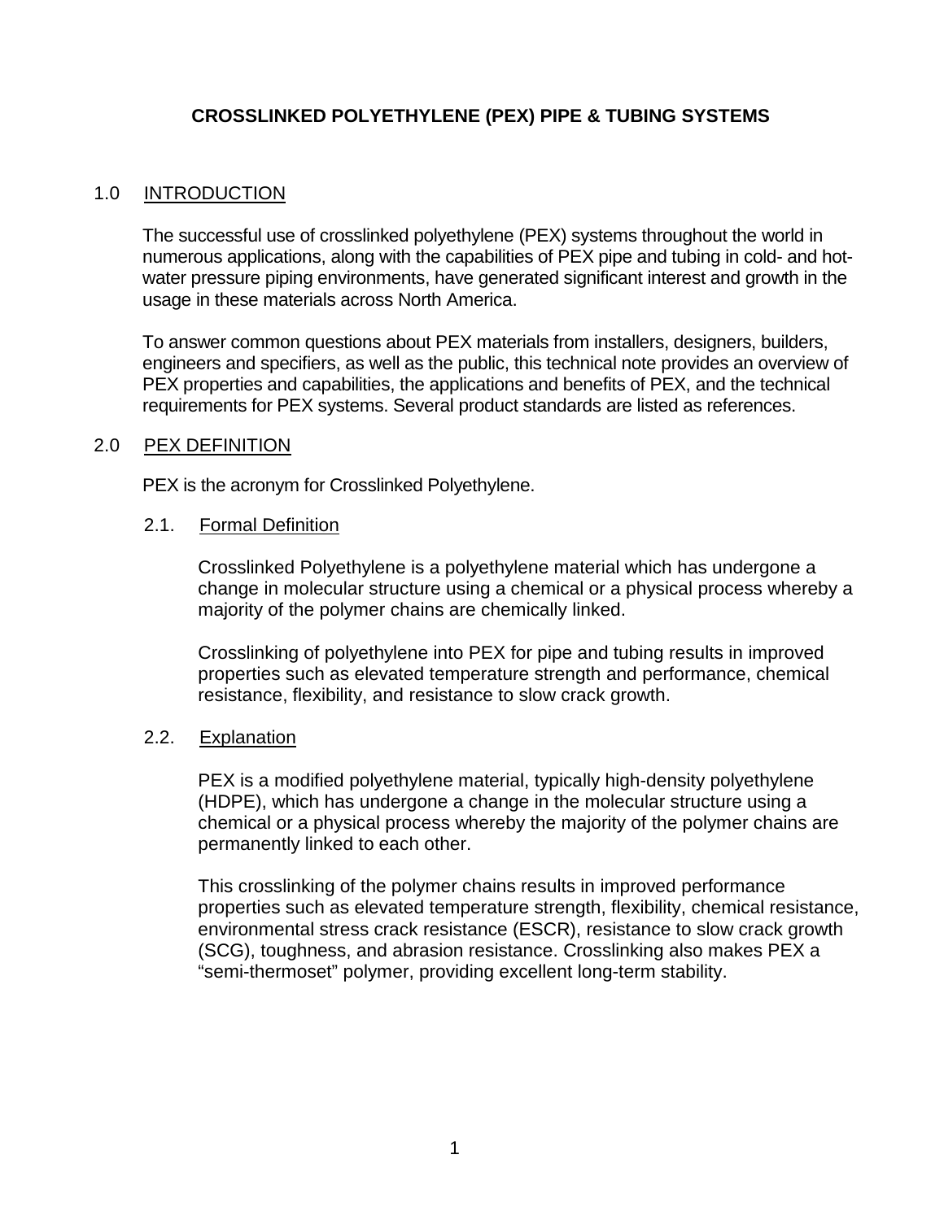# CROSSLINKED POLYETHYLENE (PEX) PIPE & TUBING SYSTEMS

## 1.0 INTRODUCTION

The successful use of crosslinked polyethylene (PEX) systems throughout the world in numerous applications, along with the capabilities of PEX pipe and tubing in cold- and hot-water pressure piping environments, have generated significant interest and growth in the usage in these materials across North America.

To answer common questions about PEX materials from installers, designers, builders, engineers and specifiers, as well as the public, this technical note provides an overview of PEX properties and capabilities, the applications and benefits of PEX, and the technical requirements for PEX systems. Several product standards are listed as references.

## 2.0 PEX DEFINITION

PEX is the acronym for Crosslinked Polyethylene.

### 2.1. Formal Definition

Crosslinked Polyethylene is a polyethylene material which has undergone a change in molecular structure using a chemical or a physical process whereby a majority of the polymer chains are chemically linked.

Crosslinking of polyethylene into PEX for pipe and tubing results in improved properties such as elevated temperature strength and performance, chemical resistance, flexibility, and resistance to slow crack growth.

### 2.2. Explanation

PEX is a modified polyethylene material, typically high-density polyethylene (HDPE), which has undergone a change in the molecular structure using a chemical or a physical process whereby the majority of the polymer chains are permanently linked to each other.

This crosslinking of the polymer chains results in improved performance properties such as elevated temperature strength, flexibility, chemical resistance, environmental stress crack resistance (ESCR), resistance to slow crack growth (SCG), toughness, and abrasion resistance. Crosslinking also makes PEX a "semi-thermoset" polymer, providing excellent long-term stability.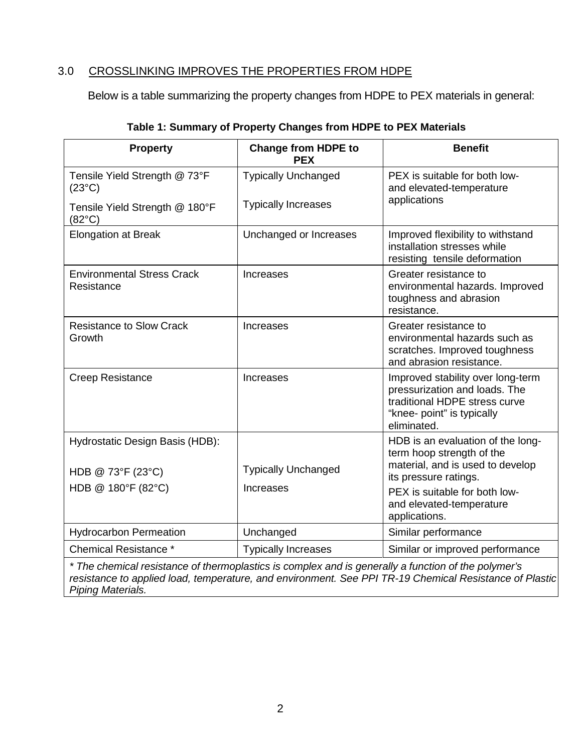## 3.0 CROSSLINKING IMPROVES THE PROPERTIES FROM HDPE

Below is a table summarizing the property changes from HDPE to PEX materials in general:

**Table 1: Summary of Property Changes from HDPE to PEX Materials**

| Property | Change from HDPE to PEX | Benefit |
|---|---|---|
| Tensile Yield Strength @ 73°F (23°C)<br>Tensile Yield Strength @ 180°F (82°C) | Typically Unchanged<br>Typically Increases | PEX is suitable for both low- and elevated-temperature applications |
| Elongation at Break | Unchanged or Increases | Improved flexibility to withstand installation stresses while resisting tensile deformation |
| Environmental Stress Crack Resistance | Increases | Greater resistance to environmental hazards. Improved toughness and abrasion resistance. |
| Resistance to Slow Crack Growth | Increases | Greater resistance to environmental hazards such as scratches. Improved toughness and abrasion resistance. |
| Creep Resistance | Increases | Improved stability over long-term pressurization and loads. The traditional HDPE stress curve "knee- point" is typically eliminated. |
| Hydrostatic Design Basis (HDB):<br>HDB @ 73°F (23°C)<br>HDB @ 180°F (82°C) | <br>Typically Unchanged<br>Increases | HDB is an evaluation of the long-term hoop strength of the material, and is used to develop its pressure ratings.<br>PEX is suitable for both low- and elevated-temperature applications. |
| Hydrocarbon Permeation | Unchanged | Similar performance |
| Chemical Resistance * | Typically Increases | Similar or improved performance |

*\* The chemical resistance of thermoplastics is complex and is generally a function of the polymer's resistance to applied load, temperature, and environment. See PPI TR-19 Chemical Resistance of Plastic Piping Materials.*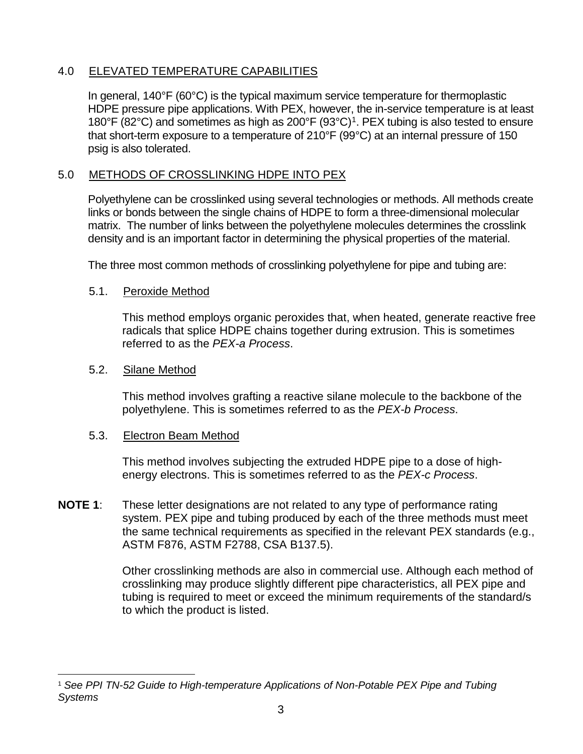## 4.0 ELEVATED TEMPERATURE CAPABILITIES

In general, 140°F (60°C) is the typical maximum service temperature for thermoplastic HDPE pressure pipe applications. With PEX, however, the in-service temperature is at least 180°F (82°C) and sometimes as high as 200°F (93°C)[1]. PEX tubing is also tested to ensure that short-term exposure to a temperature of 210°F (99°C) at an internal pressure of 150 psig is also tolerated.

## 5.0 METHODS OF CROSSLINKING HDPE INTO PEX

Polyethylene can be crosslinked using several technologies or methods. All methods create links or bonds between the single chains of HDPE to form a three-dimensional molecular matrix. The number of links between the polyethylene molecules determines the crosslink density and is an important factor in determining the physical properties of the material.

The three most common methods of crosslinking polyethylene for pipe and tubing are:

### 5.1. Peroxide Method

This method employs organic peroxides that, when heated, generate reactive free radicals that splice HDPE chains together during extrusion. This is sometimes referred to as the *PEX-a Process*.

### 5.2. Silane Method

This method involves grafting a reactive silane molecule to the backbone of the polyethylene. This is sometimes referred to as the *PEX-b Process*.

### 5.3. Electron Beam Method

This method involves subjecting the extruded HDPE pipe to a dose of high-energy electrons. This is sometimes referred to as the *PEX-c Process*.

**NOTE 1**: These letter designations are not related to any type of performance rating system. PEX pipe and tubing produced by each of the three methods must meet the same technical requirements as specified in the relevant PEX standards (e.g., ASTM F876, ASTM F2788, CSA B137.5).

Other crosslinking methods are also in commercial use. Although each method of crosslinking may produce slightly different pipe characteristics, all PEX pipe and tubing is required to meet or exceed the minimum requirements of the standard/s to which the product is listed.

---

[1] *See PPI TN-52 Guide to High-temperature Applications of Non-Potable PEX Pipe and Tubing Systems*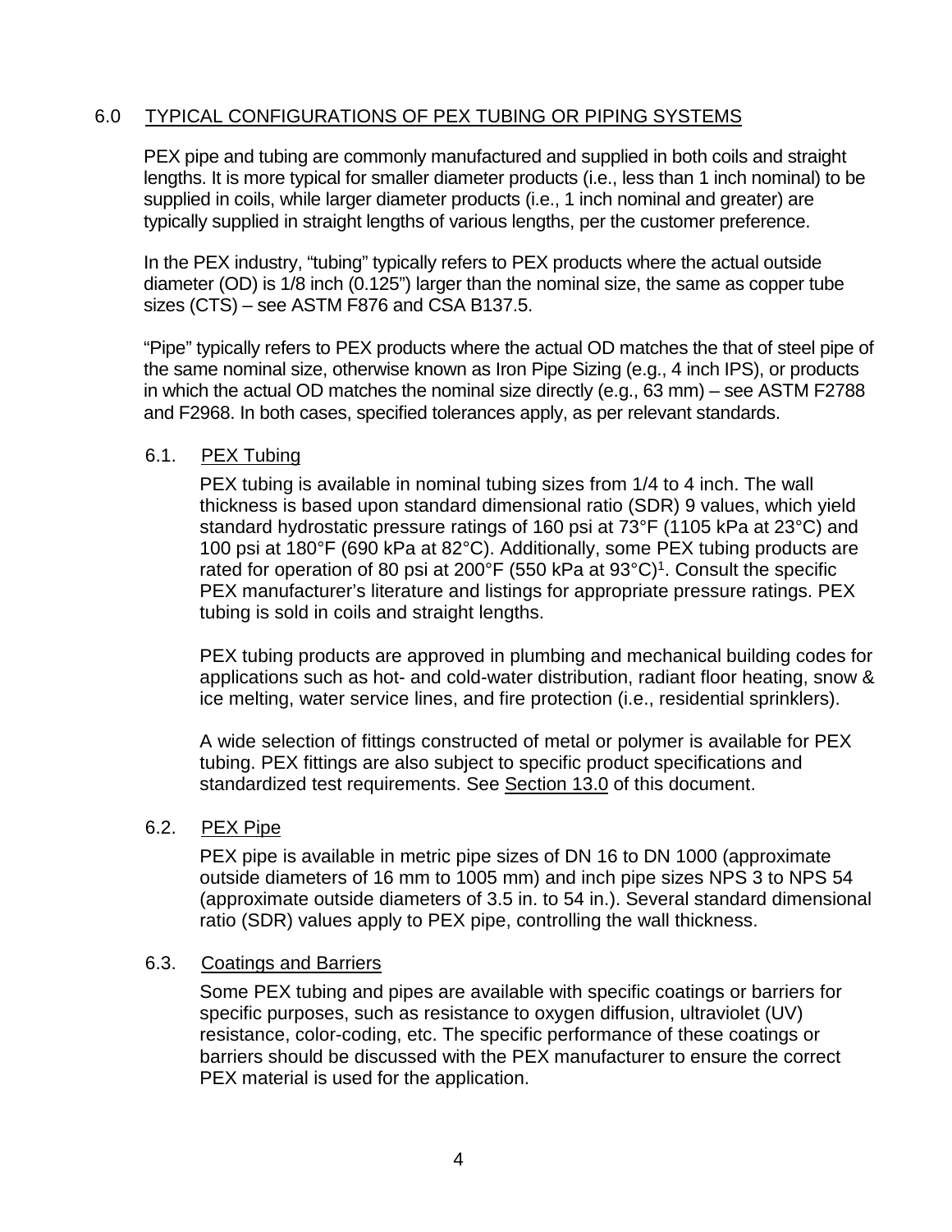## 6.0 TYPICAL CONFIGURATIONS OF PEX TUBING OR PIPING SYSTEMS

PEX pipe and tubing are commonly manufactured and supplied in both coils and straight lengths. It is more typical for smaller diameter products (i.e., less than 1 inch nominal) to be supplied in coils, while larger diameter products (i.e., 1 inch nominal and greater) are typically supplied in straight lengths of various lengths, per the customer preference.

In the PEX industry, "tubing" typically refers to PEX products where the actual outside diameter (OD) is 1/8 inch (0.125") larger than the nominal size, the same as copper tube sizes (CTS) – see ASTM F876 and CSA B137.5.

"Pipe" typically refers to PEX products where the actual OD matches the that of steel pipe of the same nominal size, otherwise known as Iron Pipe Sizing (e.g., 4 inch IPS), or products in which the actual OD matches the nominal size directly (e.g., 63 mm) – see ASTM F2788 and F2968. In both cases, specified tolerances apply, as per relevant standards.

### 6.1. PEX Tubing

PEX tubing is available in nominal tubing sizes from 1/4 to 4 inch. The wall thickness is based upon standard dimensional ratio (SDR) 9 values, which yield standard hydrostatic pressure ratings of 160 psi at 73°F (1105 kPa at 23°C) and 100 psi at 180°F (690 kPa at 82°C). Additionally, some PEX tubing products are rated for operation of 80 psi at 200°F (550 kPa at 93°C)[1]. Consult the specific PEX manufacturer's literature and listings for appropriate pressure ratings. PEX tubing is sold in coils and straight lengths.

PEX tubing products are approved in plumbing and mechanical building codes for applications such as hot- and cold-water distribution, radiant floor heating, snow & ice melting, water service lines, and fire protection (i.e., residential sprinklers).

A wide selection of fittings constructed of metal or polymer is available for PEX tubing. PEX fittings are also subject to specific product specifications and standardized test requirements. See Section 13.0 of this document.

### 6.2. PEX Pipe

PEX pipe is available in metric pipe sizes of DN 16 to DN 1000 (approximate outside diameters of 16 mm to 1005 mm) and inch pipe sizes NPS 3 to NPS 54 (approximate outside diameters of 3.5 in. to 54 in.). Several standard dimensional ratio (SDR) values apply to PEX pipe, controlling the wall thickness.

### 6.3. Coatings and Barriers

Some PEX tubing and pipes are available with specific coatings or barriers for specific purposes, such as resistance to oxygen diffusion, ultraviolet (UV) resistance, color-coding, etc. The specific performance of these coatings or barriers should be discussed with the PEX manufacturer to ensure the correct PEX material is used for the application.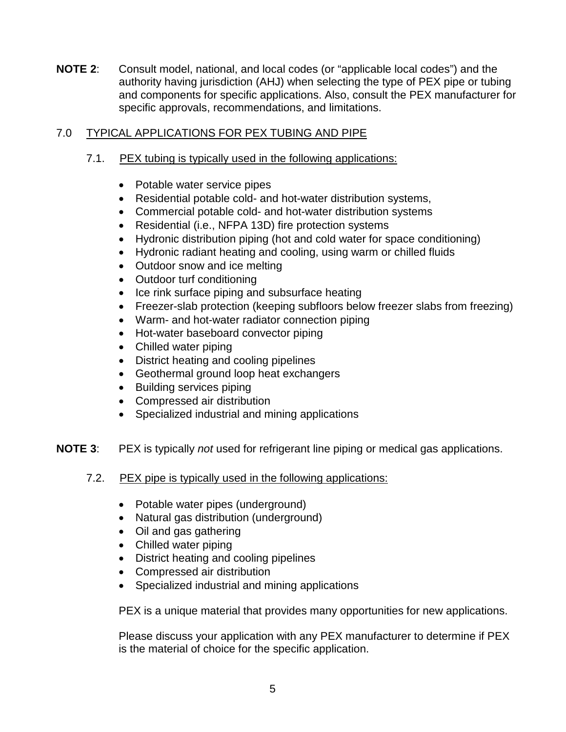**NOTE 2**: Consult model, national, and local codes (or "applicable local codes") and the authority having jurisdiction (AHJ) when selecting the type of PEX pipe or tubing and components for specific applications. Also, consult the PEX manufacturer for specific approvals, recommendations, and limitations.

## 7.0 TYPICAL APPLICATIONS FOR PEX TUBING AND PIPE

### 7.1. PEX tubing is typically used in the following applications:

- Potable water service pipes
- Residential potable cold- and hot-water distribution systems,
- Commercial potable cold- and hot-water distribution systems
- Residential (i.e., NFPA 13D) fire protection systems
- Hydronic distribution piping (hot and cold water for space conditioning)
- Hydronic radiant heating and cooling, using warm or chilled fluids
- Outdoor snow and ice melting
- Outdoor turf conditioning
- Ice rink surface piping and subsurface heating
- Freezer-slab protection (keeping subfloors below freezer slabs from freezing)
- Warm- and hot-water radiator connection piping
- Hot-water baseboard convector piping
- Chilled water piping
- District heating and cooling pipelines
- Geothermal ground loop heat exchangers
- Building services piping
- Compressed air distribution
- Specialized industrial and mining applications

**NOTE 3**: PEX is typically *not* used for refrigerant line piping or medical gas applications.

### 7.2. PEX pipe is typically used in the following applications:

- Potable water pipes (underground)
- Natural gas distribution (underground)
- Oil and gas gathering
- Chilled water piping
- District heating and cooling pipelines
- Compressed air distribution
- Specialized industrial and mining applications

PEX is a unique material that provides many opportunities for new applications.

Please discuss your application with any PEX manufacturer to determine if PEX is the material of choice for the specific application.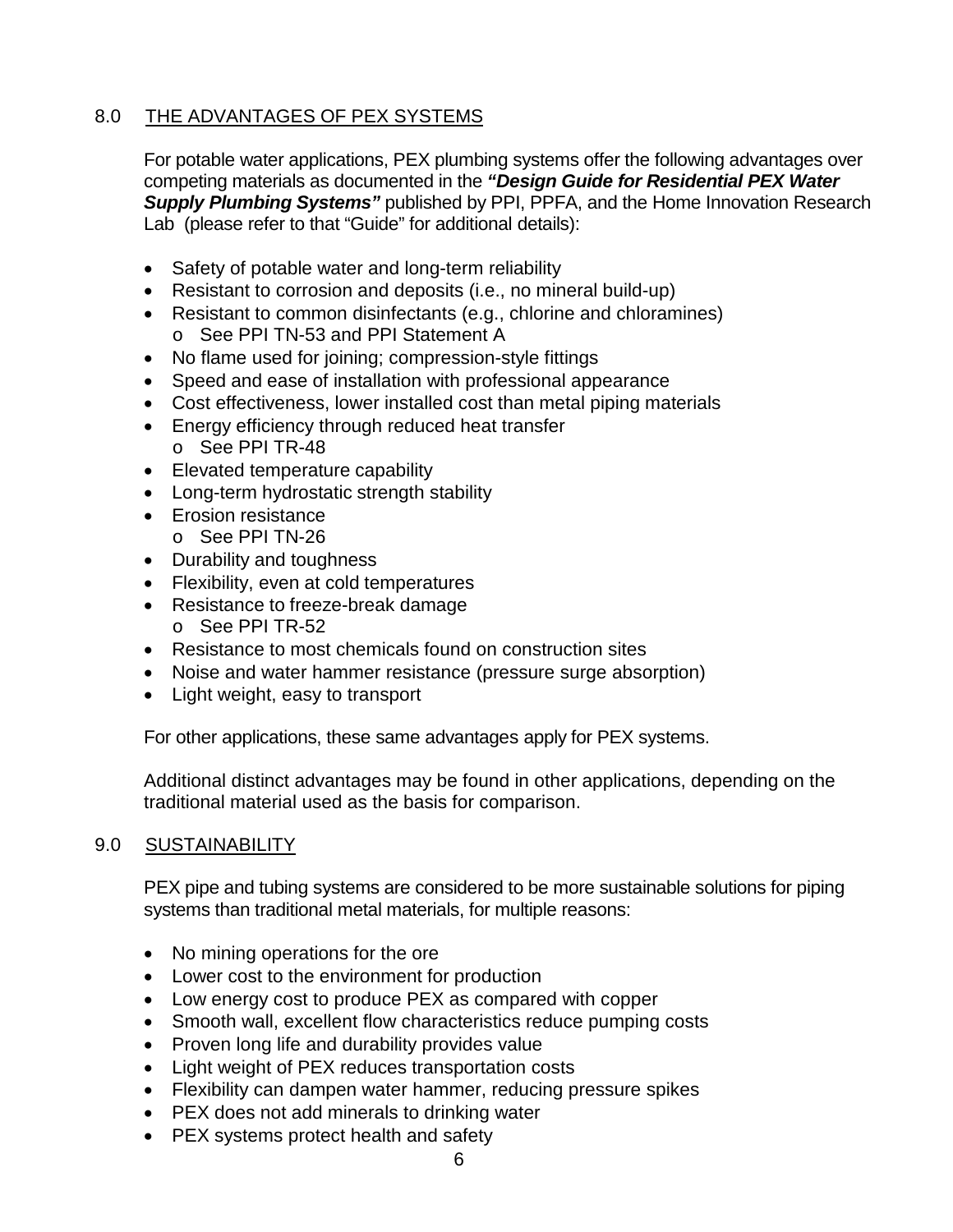## 8.0 THE ADVANTAGES OF PEX SYSTEMS

For potable water applications, PEX plumbing systems offer the following advantages over competing materials as documented in the ***"Design Guide for Residential PEX Water Supply Plumbing Systems"*** published by PPI, PPFA, and the Home Innovation Research Lab (please refer to that "Guide" for additional details):

- Safety of potable water and long-term reliability
- Resistant to corrosion and deposits (i.e., no mineral build-up)
- Resistant to common disinfectants (e.g., chlorine and chloramines)
  - See PPI TN-53 and PPI Statement A
- No flame used for joining; compression-style fittings
- Speed and ease of installation with professional appearance
- Cost effectiveness, lower installed cost than metal piping materials
- Energy efficiency through reduced heat transfer
  - See PPI TR-48
- Elevated temperature capability
- Long-term hydrostatic strength stability
- Erosion resistance
  - See PPI TN-26
- Durability and toughness
- Flexibility, even at cold temperatures
- Resistance to freeze-break damage
  - See PPI TR-52
- Resistance to most chemicals found on construction sites
- Noise and water hammer resistance (pressure surge absorption)
- Light weight, easy to transport

For other applications, these same advantages apply for PEX systems.

Additional distinct advantages may be found in other applications, depending on the traditional material used as the basis for comparison.

## 9.0 SUSTAINABILITY

PEX pipe and tubing systems are considered to be more sustainable solutions for piping systems than traditional metal materials, for multiple reasons:

- No mining operations for the ore
- Lower cost to the environment for production
- Low energy cost to produce PEX as compared with copper
- Smooth wall, excellent flow characteristics reduce pumping costs
- Proven long life and durability provides value
- Light weight of PEX reduces transportation costs
- Flexibility can dampen water hammer, reducing pressure spikes
- PEX does not add minerals to drinking water
- PEX systems protect health and safety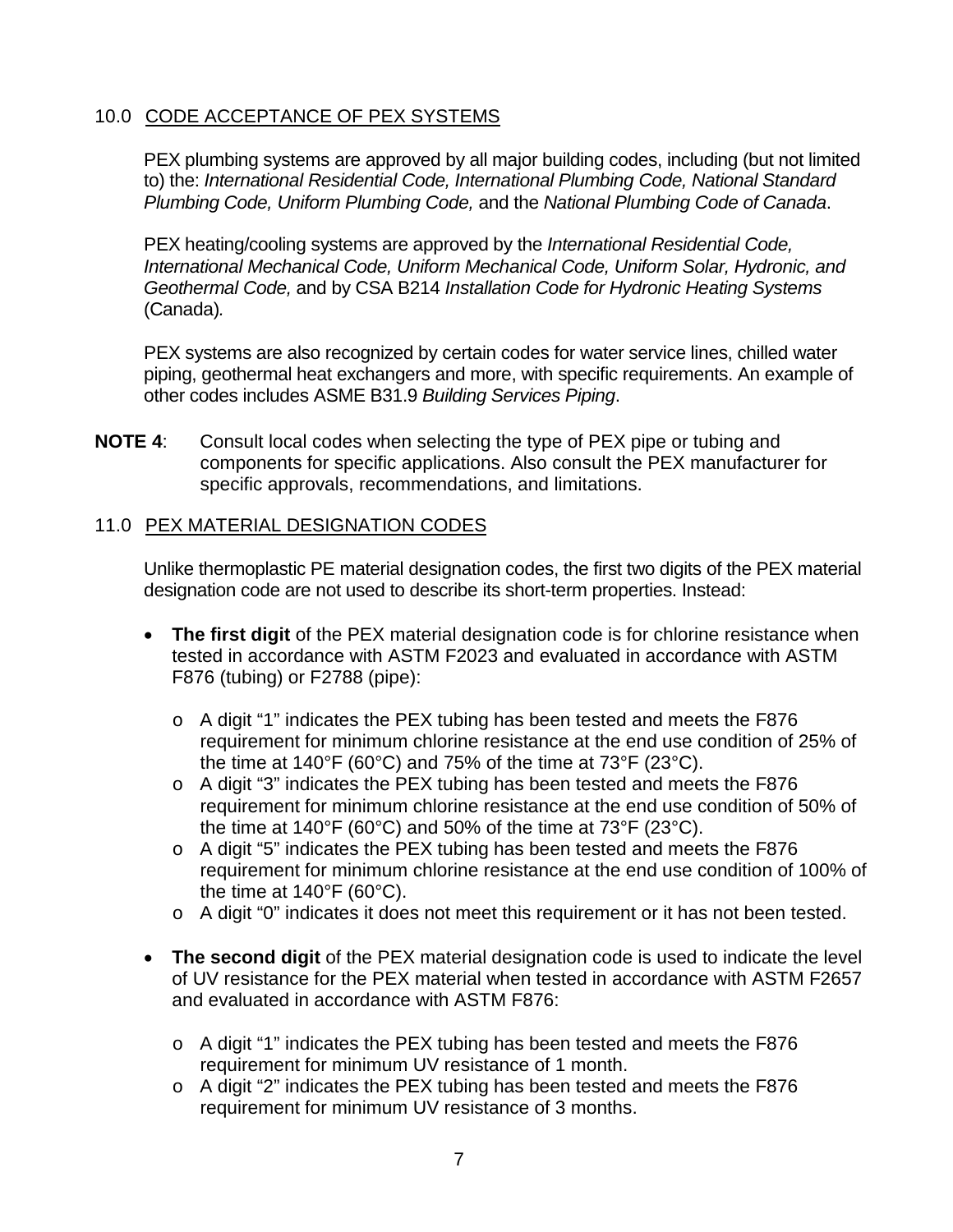## 10.0 CODE ACCEPTANCE OF PEX SYSTEMS

PEX plumbing systems are approved by all major building codes, including (but not limited to) the: *International Residential Code, International Plumbing Code, National Standard Plumbing Code, Uniform Plumbing Code,* and the *National Plumbing Code of Canada*.

PEX heating/cooling systems are approved by the *International Residential Code, International Mechanical Code, Uniform Mechanical Code, Uniform Solar, Hydronic, and Geothermal Code,* and by CSA B214 *Installation Code for Hydronic Heating Systems* (Canada)*.*

PEX systems are also recognized by certain codes for water service lines, chilled water piping, geothermal heat exchangers and more, with specific requirements. An example of other codes includes ASME B31.9 *Building Services Piping*.

**NOTE 4**: Consult local codes when selecting the type of PEX pipe or tubing and components for specific applications. Also consult the PEX manufacturer for specific approvals, recommendations, and limitations.

## 11.0 PEX MATERIAL DESIGNATION CODES

Unlike thermoplastic PE material designation codes, the first two digits of the PEX material designation code are not used to describe its short-term properties. Instead:

- **The first digit** of the PEX material designation code is for chlorine resistance when tested in accordance with ASTM F2023 and evaluated in accordance with ASTM F876 (tubing) or F2788 (pipe):
  - A digit "1" indicates the PEX tubing has been tested and meets the F876 requirement for minimum chlorine resistance at the end use condition of 25% of the time at 140°F (60°C) and 75% of the time at 73°F (23°C).
  - A digit "3" indicates the PEX tubing has been tested and meets the F876 requirement for minimum chlorine resistance at the end use condition of 50% of the time at 140°F (60°C) and 50% of the time at 73°F (23°C).
  - A digit "5" indicates the PEX tubing has been tested and meets the F876 requirement for minimum chlorine resistance at the end use condition of 100% of the time at 140°F (60°C).
  - A digit "0" indicates it does not meet this requirement or it has not been tested.
- **The second digit** of the PEX material designation code is used to indicate the level of UV resistance for the PEX material when tested in accordance with ASTM F2657 and evaluated in accordance with ASTM F876:
  - A digit "1" indicates the PEX tubing has been tested and meets the F876 requirement for minimum UV resistance of 1 month.
  - A digit "2" indicates the PEX tubing has been tested and meets the F876 requirement for minimum UV resistance of 3 months.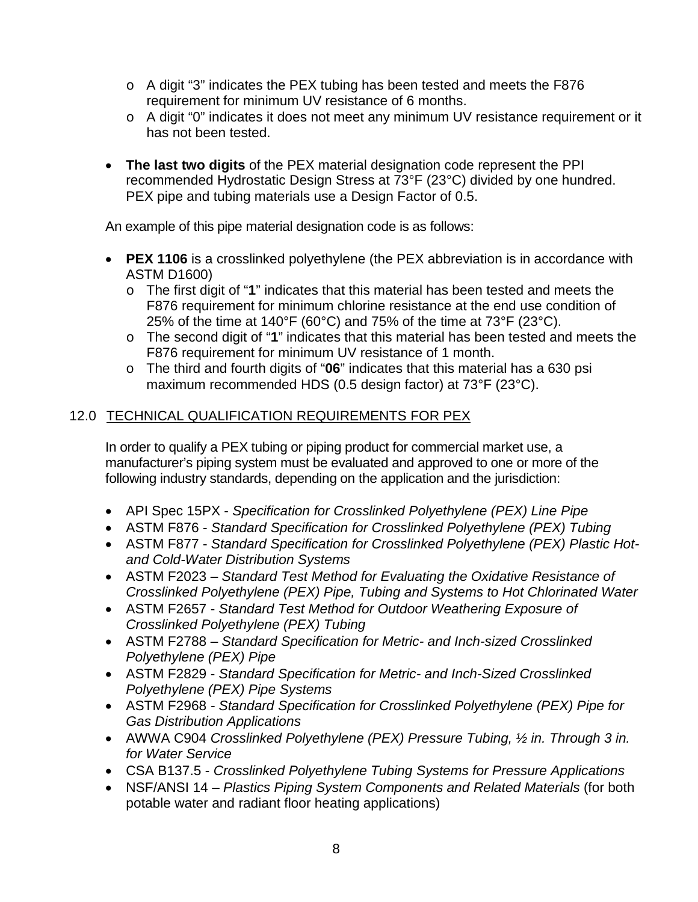- A digit “3” indicates the PEX tubing has been tested and meets the F876 requirement for minimum UV resistance of 6 months.
  - A digit “0” indicates it does not meet any minimum UV resistance requirement or it has not been tested.

- **The last two digits** of the PEX material designation code represent the PPI recommended Hydrostatic Design Stress at 73°F (23°C) divided by one hundred. PEX pipe and tubing materials use a Design Factor of 0.5.

An example of this pipe material designation code is as follows:

- **PEX 1106** is a crosslinked polyethylene (the PEX abbreviation is in accordance with ASTM D1600)
  - The first digit of “**1**” indicates that this material has been tested and meets the F876 requirement for minimum chlorine resistance at the end use condition of 25% of the time at 140°F (60°C) and 75% of the time at 73°F (23°C).
  - The second digit of “**1**” indicates that this material has been tested and meets the F876 requirement for minimum UV resistance of 1 month.
  - The third and fourth digits of “**06**” indicates that this material has a 630 psi maximum recommended HDS (0.5 design factor) at 73°F (23°C).

## 12.0 TECHNICAL QUALIFICATION REQUIREMENTS FOR PEX

In order to qualify a PEX tubing or piping product for commercial market use, a manufacturer's piping system must be evaluated and approved to one or more of the following industry standards, depending on the application and the jurisdiction:

- API Spec 15PX - *Specification for Crosslinked Polyethylene (PEX) Line Pipe*
- ASTM F876 - *Standard Specification for Crosslinked Polyethylene (PEX) Tubing*
- ASTM F877 - *Standard Specification for Crosslinked Polyethylene (PEX) Plastic Hot- and Cold-Water Distribution Systems*
- ASTM F2023 – *Standard Test Method for Evaluating the Oxidative Resistance of Crosslinked Polyethylene (PEX) Pipe, Tubing and Systems to Hot Chlorinated Water*
- ASTM F2657 - *Standard Test Method for Outdoor Weathering Exposure of Crosslinked Polyethylene (PEX) Tubing*
- ASTM F2788 – *Standard Specification for Metric- and Inch-sized Crosslinked Polyethylene (PEX) Pipe*
- ASTM F2829 - *Standard Specification for Metric- and Inch-Sized Crosslinked Polyethylene (PEX) Pipe Systems*
- ASTM F2968 - *Standard Specification for Crosslinked Polyethylene (PEX) Pipe for Gas Distribution Applications*
- AWWA C904 *Crosslinked Polyethylene (PEX) Pressure Tubing, ½ in. Through 3 in. for Water Service*
- CSA B137.5 - *Crosslinked Polyethylene Tubing Systems for Pressure Applications*
- NSF/ANSI 14 – *Plastics Piping System Components and Related Materials* (for both potable water and radiant floor heating applications)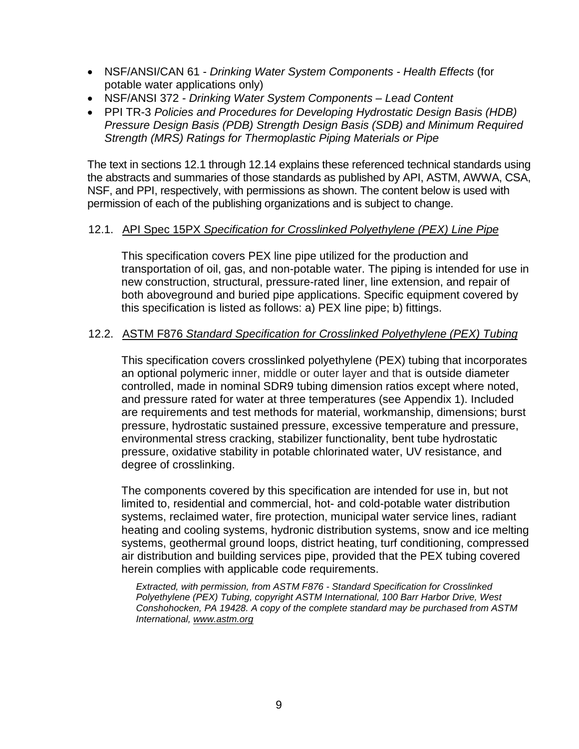- NSF/ANSI/CAN 61 - *Drinking Water System Components - Health Effects* (for potable water applications only)
- NSF/ANSI 372 - *Drinking Water System Components – Lead Content*
- PPI TR-3 *Policies and Procedures for Developing Hydrostatic Design Basis (HDB) Pressure Design Basis (PDB) Strength Design Basis (SDB) and Minimum Required Strength (MRS) Ratings for Thermoplastic Piping Materials or Pipe*

The text in sections 12.1 through 12.14 explains these referenced technical standards using the abstracts and summaries of those standards as published by API, ASTM, AWWA, CSA, NSF, and PPI, respectively, with permissions as shown. The content below is used with permission of each of the publishing organizations and is subject to change.

### 12.1. API Spec 15PX *Specification for Crosslinked Polyethylene (PEX) Line Pipe*

This specification covers PEX line pipe utilized for the production and transportation of oil, gas, and non-potable water. The piping is intended for use in new construction, structural, pressure-rated liner, line extension, and repair of both aboveground and buried pipe applications. Specific equipment covered by this specification is listed as follows: a) PEX line pipe; b) fittings.

### 12.2. ASTM F876 *Standard Specification for Crosslinked Polyethylene (PEX) Tubing*

This specification covers crosslinked polyethylene (PEX) tubing that incorporates an optional polymeric inner, middle or outer layer and that is outside diameter controlled, made in nominal SDR9 tubing dimension ratios except where noted, and pressure rated for water at three temperatures (see Appendix 1). Included are requirements and test methods for material, workmanship, dimensions; burst pressure, hydrostatic sustained pressure, excessive temperature and pressure, environmental stress cracking, stabilizer functionality, bent tube hydrostatic pressure, oxidative stability in potable chlorinated water, UV resistance, and degree of crosslinking.

The components covered by this specification are intended for use in, but not limited to, residential and commercial, hot- and cold-potable water distribution systems, reclaimed water, fire protection, municipal water service lines, radiant heating and cooling systems, hydronic distribution systems, snow and ice melting systems, geothermal ground loops, district heating, turf conditioning, compressed air distribution and building services pipe, provided that the PEX tubing covered herein complies with applicable code requirements.

*Extracted, with permission, from ASTM F876 - Standard Specification for Crosslinked Polyethylene (PEX) Tubing, copyright ASTM International, 100 Barr Harbor Drive, West Conshohocken, PA 19428. A copy of the complete standard may be purchased from ASTM International, www.astm.org*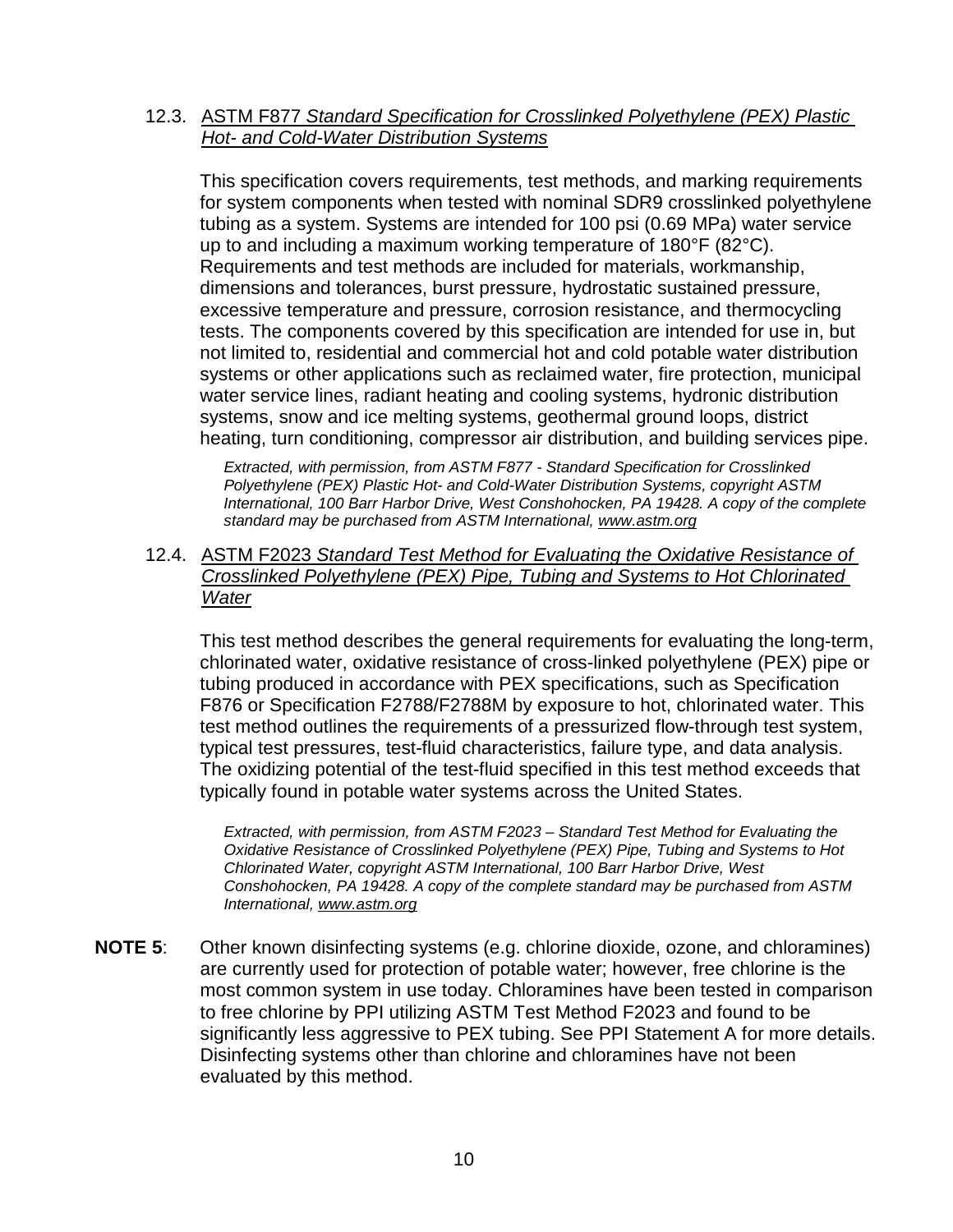### 12.3. ASTM F877 *Standard Specification for Crosslinked Polyethylene (PEX) Plastic Hot- and Cold-Water Distribution Systems*

This specification covers requirements, test methods, and marking requirements for system components when tested with nominal SDR9 crosslinked polyethylene tubing as a system. Systems are intended for 100 psi (0.69 MPa) water service up to and including a maximum working temperature of 180°F (82°C). Requirements and test methods are included for materials, workmanship, dimensions and tolerances, burst pressure, hydrostatic sustained pressure, excessive temperature and pressure, corrosion resistance, and thermocycling tests. The components covered by this specification are intended for use in, but not limited to, residential and commercial hot and cold potable water distribution systems or other applications such as reclaimed water, fire protection, municipal water service lines, radiant heating and cooling systems, hydronic distribution systems, snow and ice melting systems, geothermal ground loops, district heating, turn conditioning, compressor air distribution, and building services pipe.

*Extracted, with permission, from ASTM F877 - Standard Specification for Crosslinked Polyethylene (PEX) Plastic Hot- and Cold-Water Distribution Systems, copyright ASTM International, 100 Barr Harbor Drive, West Conshohocken, PA 19428. A copy of the complete standard may be purchased from ASTM International, www.astm.org*

### 12.4. ASTM F2023 *Standard Test Method for Evaluating the Oxidative Resistance of Crosslinked Polyethylene (PEX) Pipe, Tubing and Systems to Hot Chlorinated Water*

This test method describes the general requirements for evaluating the long-term, chlorinated water, oxidative resistance of cross-linked polyethylene (PEX) pipe or tubing produced in accordance with PEX specifications, such as Specification F876 or Specification F2788/F2788M by exposure to hot, chlorinated water. This test method outlines the requirements of a pressurized flow-through test system, typical test pressures, test-fluid characteristics, failure type, and data analysis. The oxidizing potential of the test-fluid specified in this test method exceeds that typically found in potable water systems across the United States.

*Extracted, with permission, from ASTM F2023 – Standard Test Method for Evaluating the Oxidative Resistance of Crosslinked Polyethylene (PEX) Pipe, Tubing and Systems to Hot Chlorinated Water, copyright ASTM International, 100 Barr Harbor Drive, West Conshohocken, PA 19428. A copy of the complete standard may be purchased from ASTM International, www.astm.org*

**NOTE 5**: Other known disinfecting systems (e.g. chlorine dioxide, ozone, and chloramines) are currently used for protection of potable water; however, free chlorine is the most common system in use today. Chloramines have been tested in comparison to free chlorine by PPI utilizing ASTM Test Method F2023 and found to be significantly less aggressive to PEX tubing. See PPI Statement A for more details. Disinfecting systems other than chlorine and chloramines have not been evaluated by this method.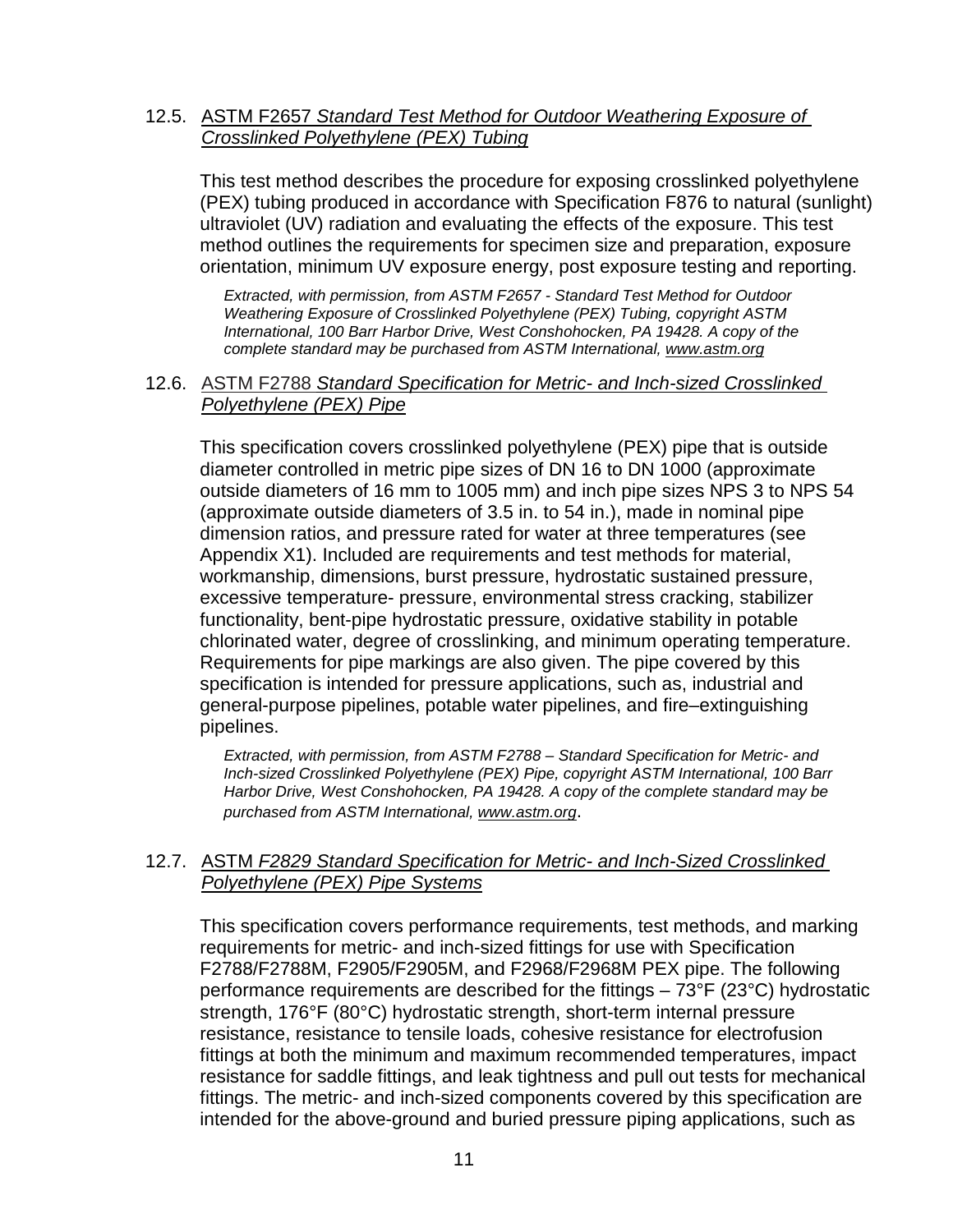## 12.5. ASTM F2657 *Standard Test Method for Outdoor Weathering Exposure of Crosslinked Polyethylene (PEX) Tubing*

This test method describes the procedure for exposing crosslinked polyethylene (PEX) tubing produced in accordance with Specification F876 to natural (sunlight) ultraviolet (UV) radiation and evaluating the effects of the exposure. This test method outlines the requirements for specimen size and preparation, exposure orientation, minimum UV exposure energy, post exposure testing and reporting.

*Extracted, with permission, from ASTM F2657 - Standard Test Method for Outdoor Weathering Exposure of Crosslinked Polyethylene (PEX) Tubing, copyright ASTM International, 100 Barr Harbor Drive, West Conshohocken, PA 19428. A copy of the complete standard may be purchased from ASTM International, www.astm.org*

## 12.6. ASTM F2788 *Standard Specification for Metric- and Inch-sized Crosslinked Polyethylene (PEX) Pipe*

This specification covers crosslinked polyethylene (PEX) pipe that is outside diameter controlled in metric pipe sizes of DN 16 to DN 1000 (approximate outside diameters of 16 mm to 1005 mm) and inch pipe sizes NPS 3 to NPS 54 (approximate outside diameters of 3.5 in. to 54 in.), made in nominal pipe dimension ratios, and pressure rated for water at three temperatures (see Appendix X1). Included are requirements and test methods for material, workmanship, dimensions, burst pressure, hydrostatic sustained pressure, excessive temperature- pressure, environmental stress cracking, stabilizer functionality, bent-pipe hydrostatic pressure, oxidative stability in potable chlorinated water, degree of crosslinking, and minimum operating temperature. Requirements for pipe markings are also given. The pipe covered by this specification is intended for pressure applications, such as, industrial and general-purpose pipelines, potable water pipelines, and fire–extinguishing pipelines.

*Extracted, with permission, from ASTM F2788 – Standard Specification for Metric- and Inch-sized Crosslinked Polyethylene (PEX) Pipe, copyright ASTM International, 100 Barr Harbor Drive, West Conshohocken, PA 19428. A copy of the complete standard may be purchased from ASTM International, www.astm.org.*

## 12.7. ASTM *F2829 Standard Specification for Metric- and Inch-Sized Crosslinked Polyethylene (PEX) Pipe Systems*

This specification covers performance requirements, test methods, and marking requirements for metric- and inch-sized fittings for use with Specification F2788/F2788M, F2905/F2905M, and F2968/F2968M PEX pipe. The following performance requirements are described for the fittings – 73°F (23°C) hydrostatic strength, 176°F (80°C) hydrostatic strength, short-term internal pressure resistance, resistance to tensile loads, cohesive resistance for electrofusion fittings at both the minimum and maximum recommended temperatures, impact resistance for saddle fittings, and leak tightness and pull out tests for mechanical fittings. The metric- and inch-sized components covered by this specification are intended for the above-ground and buried pressure piping applications, such as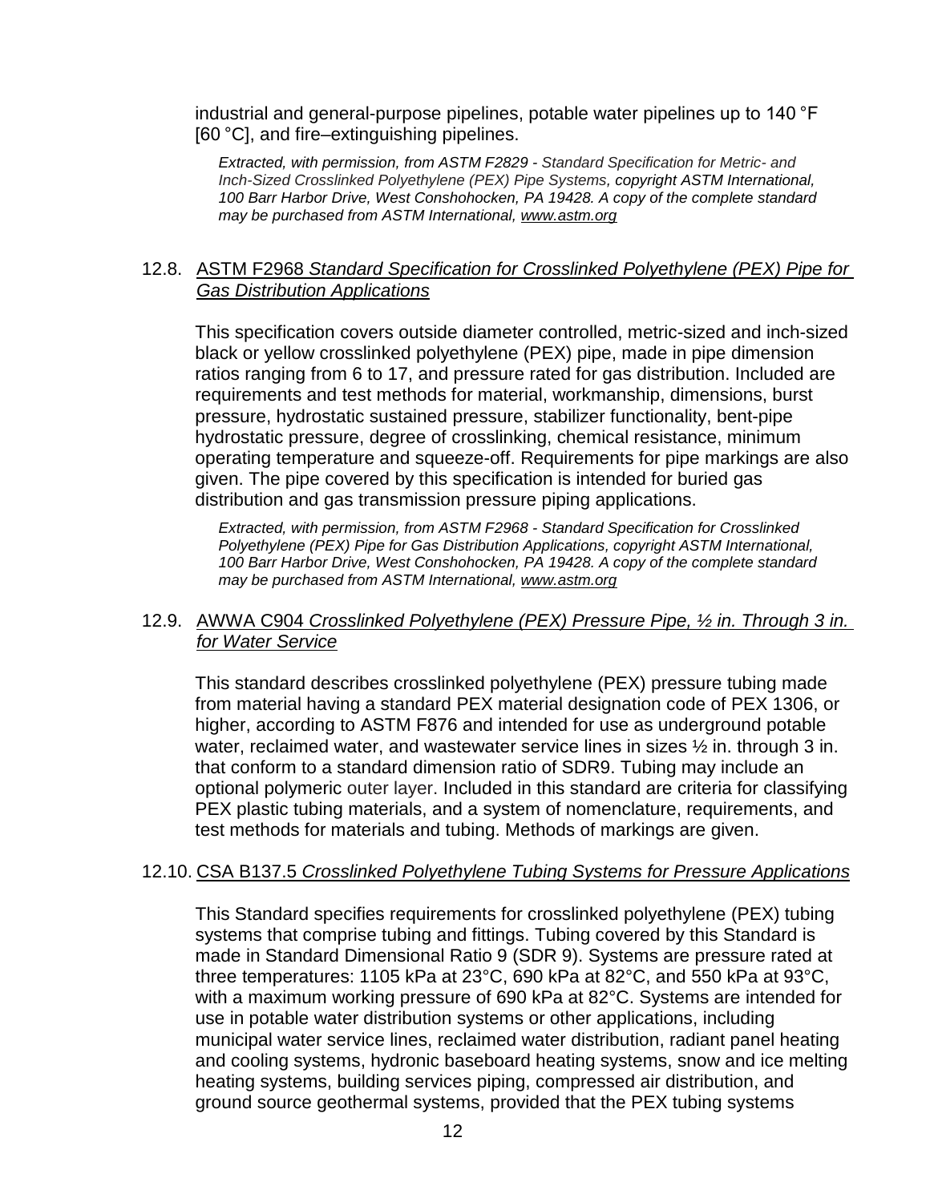industrial and general-purpose pipelines, potable water pipelines up to 140 °F [60 °C], and fire–extinguishing pipelines.

*Extracted, with permission, from ASTM F2829 - Standard Specification for Metric- and Inch-Sized Crosslinked Polyethylene (PEX) Pipe Systems, copyright ASTM International, 100 Barr Harbor Drive, West Conshohocken, PA 19428. A copy of the complete standard may be purchased from ASTM International, www.astm.org*

### 12.8. ASTM F2968 *Standard Specification for Crosslinked Polyethylene (PEX) Pipe for Gas Distribution Applications*

This specification covers outside diameter controlled, metric-sized and inch-sized black or yellow crosslinked polyethylene (PEX) pipe, made in pipe dimension ratios ranging from 6 to 17, and pressure rated for gas distribution. Included are requirements and test methods for material, workmanship, dimensions, burst pressure, hydrostatic sustained pressure, stabilizer functionality, bent-pipe hydrostatic pressure, degree of crosslinking, chemical resistance, minimum operating temperature and squeeze-off. Requirements for pipe markings are also given. The pipe covered by this specification is intended for buried gas distribution and gas transmission pressure piping applications.

*Extracted, with permission, from ASTM F2968 - Standard Specification for Crosslinked Polyethylene (PEX) Pipe for Gas Distribution Applications, copyright ASTM International, 100 Barr Harbor Drive, West Conshohocken, PA 19428. A copy of the complete standard may be purchased from ASTM International, www.astm.org*

### 12.9. AWWA C904 *Crosslinked Polyethylene (PEX) Pressure Pipe, ½ in. Through 3 in. for Water Service*

This standard describes crosslinked polyethylene (PEX) pressure tubing made from material having a standard PEX material designation code of PEX 1306, or higher, according to ASTM F876 and intended for use as underground potable water, reclaimed water, and wastewater service lines in sizes ½ in. through 3 in. that conform to a standard dimension ratio of SDR9. Tubing may include an optional polymeric outer layer. Included in this standard are criteria for classifying PEX plastic tubing materials, and a system of nomenclature, requirements, and test methods for materials and tubing. Methods of markings are given.

### 12.10. CSA B137.5 *Crosslinked Polyethylene Tubing Systems for Pressure Applications*

This Standard specifies requirements for crosslinked polyethylene (PEX) tubing systems that comprise tubing and fittings. Tubing covered by this Standard is made in Standard Dimensional Ratio 9 (SDR 9). Systems are pressure rated at three temperatures: 1105 kPa at 23°C, 690 kPa at 82°C, and 550 kPa at 93°C, with a maximum working pressure of 690 kPa at 82°C. Systems are intended for use in potable water distribution systems or other applications, including municipal water service lines, reclaimed water distribution, radiant panel heating and cooling systems, hydronic baseboard heating systems, snow and ice melting heating systems, building services piping, compressed air distribution, and ground source geothermal systems, provided that the PEX tubing systems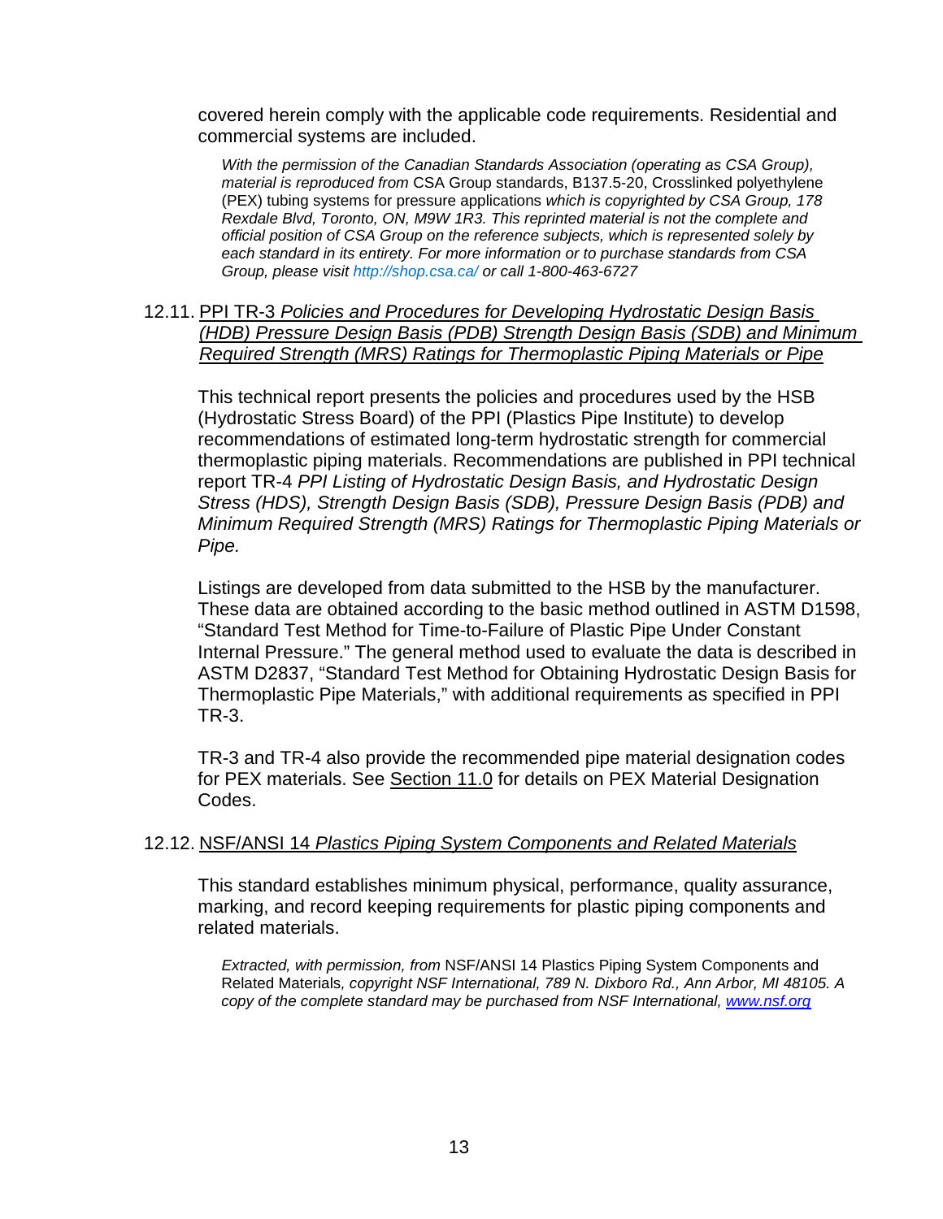covered herein comply with the applicable code requirements. Residential and commercial systems are included.

> *With the permission of the Canadian Standards Association (operating as CSA Group), material is reproduced from* CSA Group standards, B137.5-20, Crosslinked polyethylene (PEX) tubing systems for pressure applications *which is copyrighted by CSA Group, 178 Rexdale Blvd, Toronto, ON, M9W 1R3. This reprinted material is not the complete and official position of CSA Group on the reference subjects, which is represented solely by each standard in its entirety. For more information or to purchase standards from CSA Group, please visit http://shop.csa.ca/ or call 1-800-463-6727*

## 12.11. PPI TR-3 *Policies and Procedures for Developing Hydrostatic Design Basis (HDB) Pressure Design Basis (PDB) Strength Design Basis (SDB) and Minimum Required Strength (MRS) Ratings for Thermoplastic Piping Materials or Pipe*

This technical report presents the policies and procedures used by the HSB (Hydrostatic Stress Board) of the PPI (Plastics Pipe Institute) to develop recommendations of estimated long-term hydrostatic strength for commercial thermoplastic piping materials. Recommendations are published in PPI technical report TR-4 *PPI Listing of Hydrostatic Design Basis, and Hydrostatic Design Stress (HDS), Strength Design Basis (SDB), Pressure Design Basis (PDB) and Minimum Required Strength (MRS) Ratings for Thermoplastic Piping Materials or Pipe.*

Listings are developed from data submitted to the HSB by the manufacturer. These data are obtained according to the basic method outlined in ASTM D1598, “Standard Test Method for Time-to-Failure of Plastic Pipe Under Constant Internal Pressure.” The general method used to evaluate the data is described in ASTM D2837, “Standard Test Method for Obtaining Hydrostatic Design Basis for Thermoplastic Pipe Materials,” with additional requirements as specified in PPI TR-3.

TR-3 and TR-4 also provide the recommended pipe material designation codes for PEX materials. See Section 11.0 for details on PEX Material Designation Codes.

## 12.12. NSF/ANSI 14 *Plastics Piping System Components and Related Materials*

This standard establishes minimum physical, performance, quality assurance, marking, and record keeping requirements for plastic piping components and related materials.

> *Extracted, with permission, from* NSF/ANSI 14 Plastics Piping System Components and Related Materials*, copyright NSF International, 789 N. Dixboro Rd., Ann Arbor, MI 48105. A copy of the complete standard may be purchased from NSF International, www.nsf.org*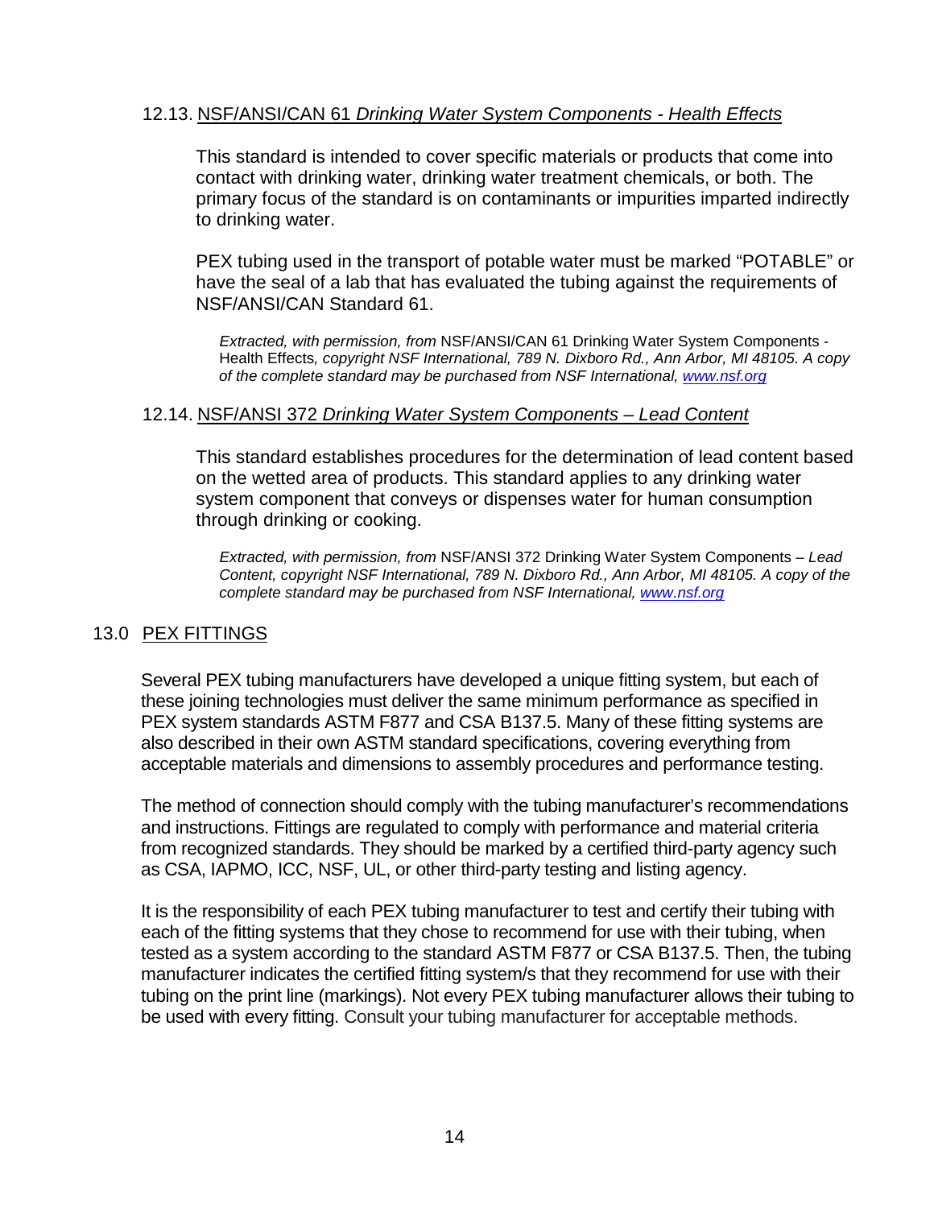### 12.13. NSF/ANSI/CAN 61 *Drinking Water System Components - Health Effects*

This standard is intended to cover specific materials or products that come into contact with drinking water, drinking water treatment chemicals, or both. The primary focus of the standard is on contaminants or impurities imparted indirectly to drinking water.

PEX tubing used in the transport of potable water must be marked "POTABLE" or have the seal of a lab that has evaluated the tubing against the requirements of NSF/ANSI/CAN Standard 61.

> *Extracted, with permission, from* NSF/ANSI/CAN 61 Drinking Water System Components - Health Effects*, copyright NSF International, 789 N. Dixboro Rd., Ann Arbor, MI 48105. A copy of the complete standard may be purchased from NSF International, [www.nsf.org](www.nsf.org)*

### 12.14. NSF/ANSI 372 *Drinking Water System Components – Lead Content*

This standard establishes procedures for the determination of lead content based on the wetted area of products. This standard applies to any drinking water system component that conveys or dispenses water for human consumption through drinking or cooking.

> *Extracted, with permission, from* NSF/ANSI 372 Drinking Water System Components – *Lead Content, copyright NSF International, 789 N. Dixboro Rd., Ann Arbor, MI 48105. A copy of the complete standard may be purchased from NSF International, [www.nsf.org](www.nsf.org)*

## 13.0 PEX FITTINGS

Several PEX tubing manufacturers have developed a unique fitting system, but each of these joining technologies must deliver the same minimum performance as specified in PEX system standards ASTM F877 and CSA B137.5. Many of these fitting systems are also described in their own ASTM standard specifications, covering everything from acceptable materials and dimensions to assembly procedures and performance testing.

The method of connection should comply with the tubing manufacturer's recommendations and instructions. Fittings are regulated to comply with performance and material criteria from recognized standards. They should be marked by a certified third-party agency such as CSA, IAPMO, ICC, NSF, UL, or other third-party testing and listing agency.

It is the responsibility of each PEX tubing manufacturer to test and certify their tubing with each of the fitting systems that they chose to recommend for use with their tubing, when tested as a system according to the standard ASTM F877 or CSA B137.5. Then, the tubing manufacturer indicates the certified fitting system/s that they recommend for use with their tubing on the print line (markings). Not every PEX tubing manufacturer allows their tubing to be used with every fitting. Consult your tubing manufacturer for acceptable methods.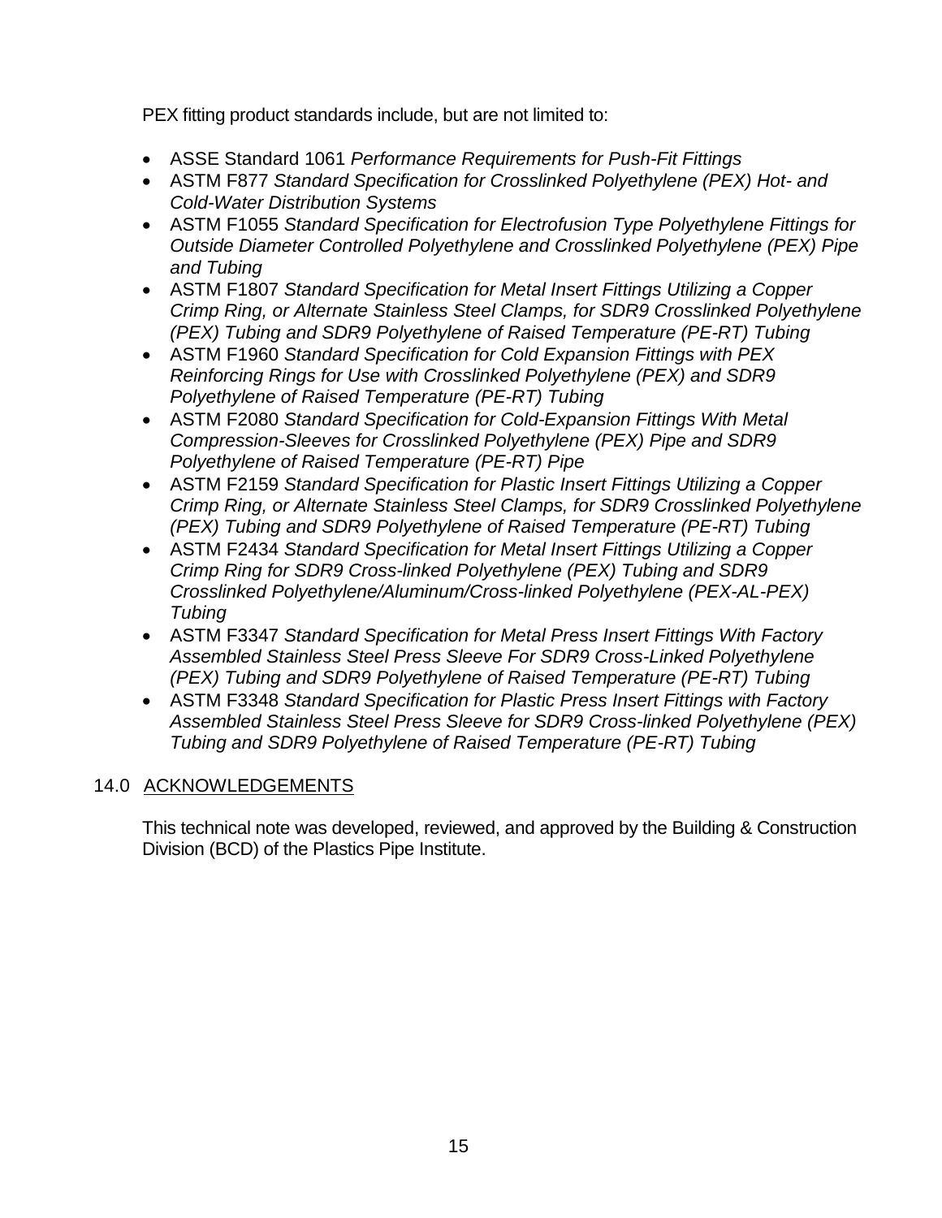PEX fitting product standards include, but are not limited to:

- ASSE Standard 1061 *Performance Requirements for Push-Fit Fittings*
- ASTM F877 *Standard Specification for Crosslinked Polyethylene (PEX) Hot- and Cold-Water Distribution Systems*
- ASTM F1055 *Standard Specification for Electrofusion Type Polyethylene Fittings for Outside Diameter Controlled Polyethylene and Crosslinked Polyethylene (PEX) Pipe and Tubing*
- ASTM F1807 *Standard Specification for Metal Insert Fittings Utilizing a Copper Crimp Ring, or Alternate Stainless Steel Clamps, for SDR9 Crosslinked Polyethylene (PEX) Tubing and SDR9 Polyethylene of Raised Temperature (PE-RT) Tubing*
- ASTM F1960 *Standard Specification for Cold Expansion Fittings with PEX Reinforcing Rings for Use with Crosslinked Polyethylene (PEX) and SDR9 Polyethylene of Raised Temperature (PE-RT) Tubing*
- ASTM F2080 *Standard Specification for Cold-Expansion Fittings With Metal Compression-Sleeves for Crosslinked Polyethylene (PEX) Pipe and SDR9 Polyethylene of Raised Temperature (PE-RT) Pipe*
- ASTM F2159 *Standard Specification for Plastic Insert Fittings Utilizing a Copper Crimp Ring, or Alternate Stainless Steel Clamps, for SDR9 Crosslinked Polyethylene (PEX) Tubing and SDR9 Polyethylene of Raised Temperature (PE-RT) Tubing*
- ASTM F2434 *Standard Specification for Metal Insert Fittings Utilizing a Copper Crimp Ring for SDR9 Cross-linked Polyethylene (PEX) Tubing and SDR9 Crosslinked Polyethylene/Aluminum/Cross-linked Polyethylene (PEX-AL-PEX) Tubing*
- ASTM F3347 *Standard Specification for Metal Press Insert Fittings With Factory Assembled Stainless Steel Press Sleeve For SDR9 Cross-Linked Polyethylene (PEX) Tubing and SDR9 Polyethylene of Raised Temperature (PE-RT) Tubing*
- ASTM F3348 *Standard Specification for Plastic Press Insert Fittings with Factory Assembled Stainless Steel Press Sleeve for SDR9 Cross-linked Polyethylene (PEX) Tubing and SDR9 Polyethylene of Raised Temperature (PE-RT) Tubing*

## 14.0 ACKNOWLEDGEMENTS

This technical note was developed, reviewed, and approved by the Building & Construction Division (BCD) of the Plastics Pipe Institute.